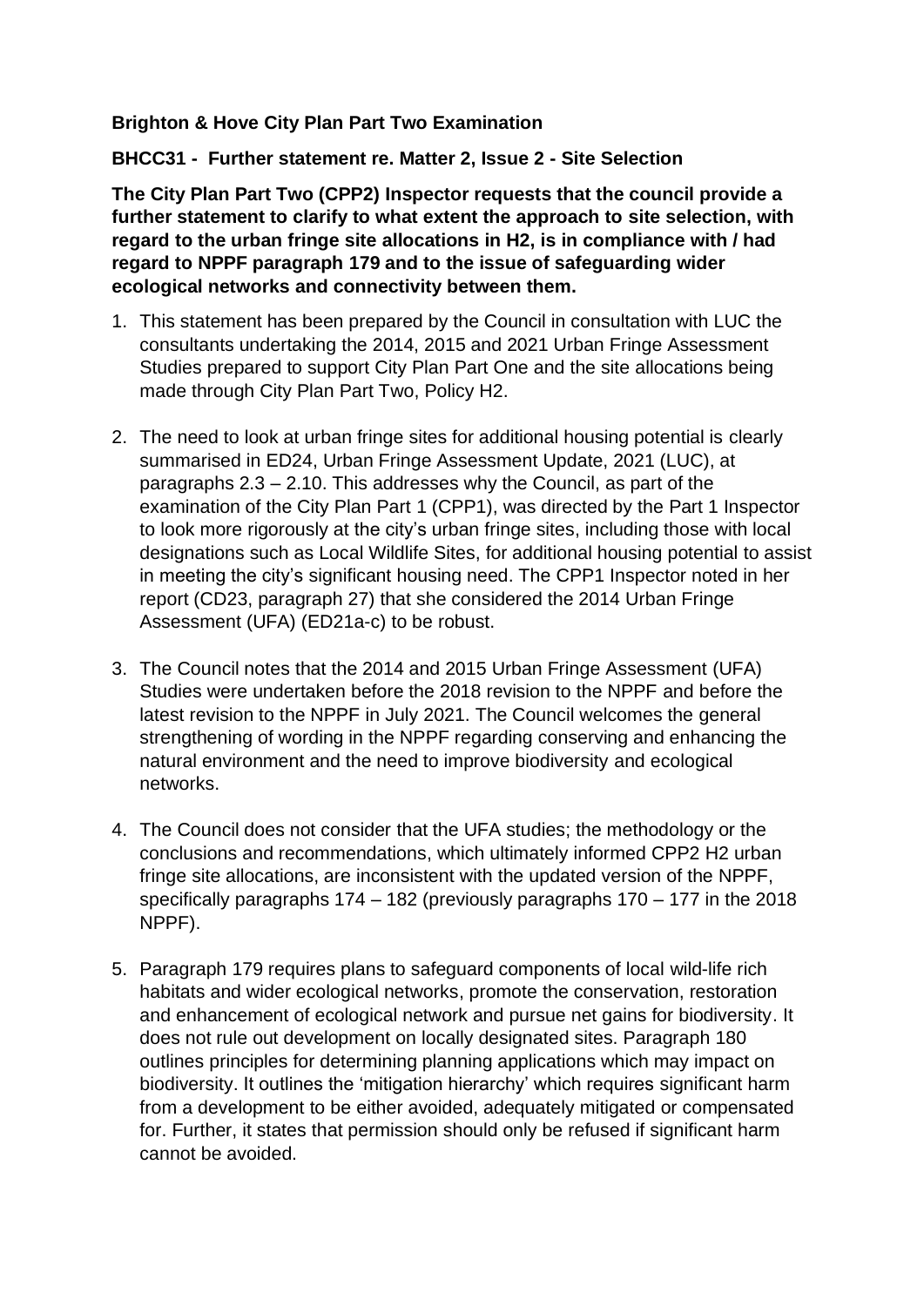**Brighton & Hove City Plan Part Two Examination**

**BHCC31 - Further statement re. Matter 2, Issue 2 - Site Selection**

**The City Plan Part Two (CPP2) Inspector requests that the council provide a further statement to clarify to what extent the approach to site selection, with regard to the urban fringe site allocations in H2, is in compliance with / had regard to NPPF paragraph 179 and to the issue of safeguarding wider ecological networks and connectivity between them.**

1. This statement has been prepared by the Council in consultation with LUC the consultants undertaking the 2014, 2015 and 2021 Urban Fringe Assessment Studies prepared to support City Plan Part One and the site allocations being made through City Plan Part Two, Policy H2.

2. The need to look at urban fringe sites for additional housing potential is clearly summarised in ED24, Urban Fringe Assessment Update, 2021 (LUC), at paragraphs 2.3 – 2.10. This addresses why the Council, as part of the examination of the City Plan Part 1 (CPP1), was directed by the Part 1 Inspector to look more rigorously at the city's urban fringe sites, including those with local designations such as Local Wildlife Sites, for additional housing potential to assist in meeting the city's significant housing need. The CPP1 Inspector noted in her report (CD23, paragraph 27) that she considered the 2014 Urban Fringe Assessment (UFA) (ED21a-c) to be robust.

3. The Council notes that the 2014 and 2015 Urban Fringe Assessment (UFA) Studies were undertaken before the 2018 revision to the NPPF and before the latest revision to the NPPF in July 2021. The Council welcomes the general strengthening of wording in the NPPF regarding conserving and enhancing the natural environment and the need to improve biodiversity and ecological networks.

4. The Council does not consider that the UFA studies; the methodology or the conclusions and recommendations, which ultimately informed CPP2 H2 urban fringe site allocations, are inconsistent with the updated version of the NPPF, specifically paragraphs 174 – 182 (previously paragraphs 170 – 177 in the 2018 NPPF).

5. Paragraph 179 requires plans to safeguard components of local wild-life rich habitats and wider ecological networks, promote the conservation, restoration and enhancement of ecological network and pursue net gains for biodiversity. It does not rule out development on locally designated sites. Paragraph 180 outlines principles for determining planning applications which may impact on biodiversity. It outlines the 'mitigation hierarchy' which requires significant harm from a development to be either avoided, adequately mitigated or compensated for. Further, it states that permission should only be refused if significant harm cannot be avoided.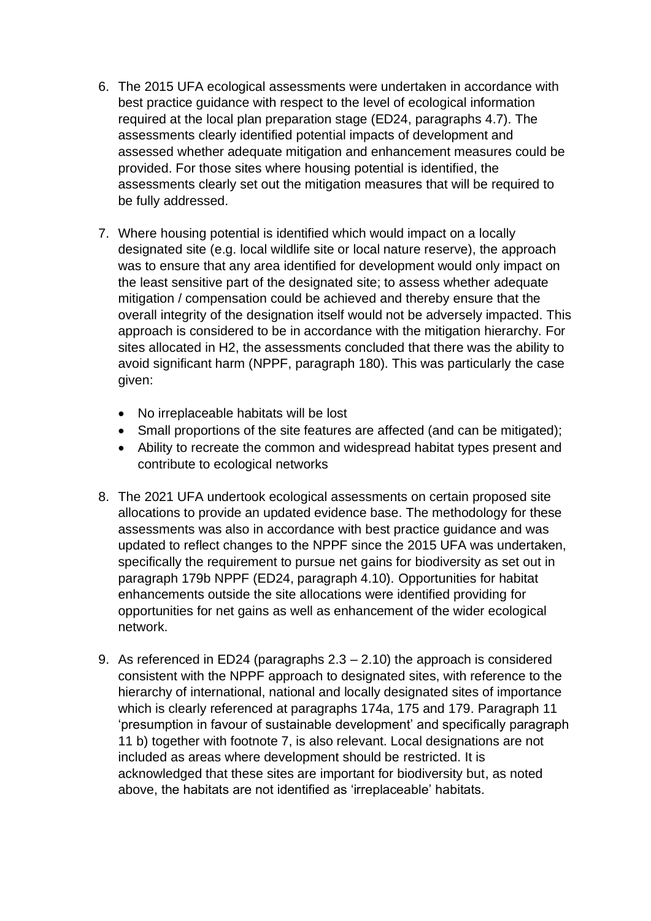6. The 2015 UFA ecological assessments were undertaken in accordance with best practice guidance with respect to the level of ecological information required at the local plan preparation stage (ED24, paragraphs 4.7). The assessments clearly identified potential impacts of development and assessed whether adequate mitigation and enhancement measures could be provided. For those sites where housing potential is identified, the assessments clearly set out the mitigation measures that will be required to be fully addressed.

7. Where housing potential is identified which would impact on a locally designated site (e.g. local wildlife site or local nature reserve), the approach was to ensure that any area identified for development would only impact on the least sensitive part of the designated site; to assess whether adequate mitigation / compensation could be achieved and thereby ensure that the overall integrity of the designation itself would not be adversely impacted. This approach is considered to be in accordance with the mitigation hierarchy. For sites allocated in H2, the assessments concluded that there was the ability to avoid significant harm (NPPF, paragraph 180). This was particularly the case given:

   - No irreplaceable habitats will be lost
   - Small proportions of the site features are affected (and can be mitigated);
   - Ability to recreate the common and widespread habitat types present and contribute to ecological networks

8. The 2021 UFA undertook ecological assessments on certain proposed site allocations to provide an updated evidence base. The methodology for these assessments was also in accordance with best practice guidance and was updated to reflect changes to the NPPF since the 2015 UFA was undertaken, specifically the requirement to pursue net gains for biodiversity as set out in paragraph 179b NPPF (ED24, paragraph 4.10). Opportunities for habitat enhancements outside the site allocations were identified providing for opportunities for net gains as well as enhancement of the wider ecological network.

9. As referenced in ED24 (paragraphs 2.3 – 2.10) the approach is considered consistent with the NPPF approach to designated sites, with reference to the hierarchy of international, national and locally designated sites of importance which is clearly referenced at paragraphs 174a, 175 and 179. Paragraph 11 'presumption in favour of sustainable development' and specifically paragraph 11 b) together with footnote 7, is also relevant. Local designations are not included as areas where development should be restricted. It is acknowledged that these sites are important for biodiversity but, as noted above, the habitats are not identified as 'irreplaceable' habitats.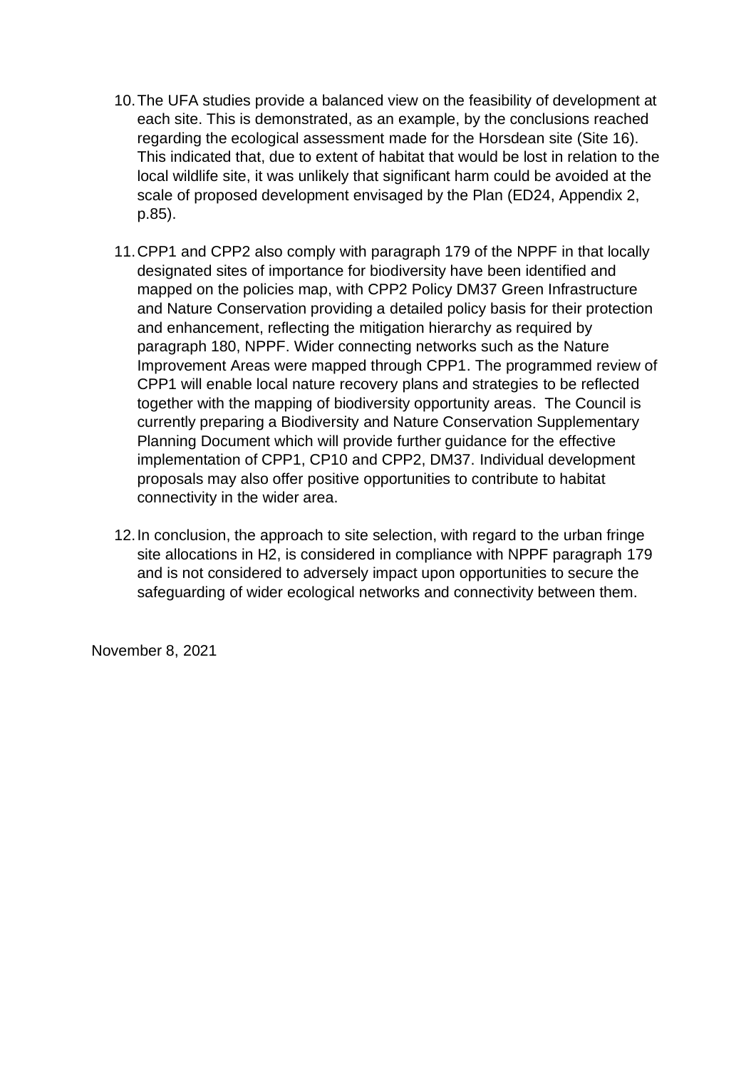10. The UFA studies provide a balanced view on the feasibility of development at each site. This is demonstrated, as an example, by the conclusions reached regarding the ecological assessment made for the Horsdean site (Site 16). This indicated that, due to extent of habitat that would be lost in relation to the local wildlife site, it was unlikely that significant harm could be avoided at the scale of proposed development envisaged by the Plan (ED24, Appendix 2, p.85).

11. CPP1 and CPP2 also comply with paragraph 179 of the NPPF in that locally designated sites of importance for biodiversity have been identified and mapped on the policies map, with CPP2 Policy DM37 Green Infrastructure and Nature Conservation providing a detailed policy basis for their protection and enhancement, reflecting the mitigation hierarchy as required by paragraph 180, NPPF. Wider connecting networks such as the Nature Improvement Areas were mapped through CPP1. The programmed review of CPP1 will enable local nature recovery plans and strategies to be reflected together with the mapping of biodiversity opportunity areas. The Council is currently preparing a Biodiversity and Nature Conservation Supplementary Planning Document which will provide further guidance for the effective implementation of CPP1, CP10 and CPP2, DM37. Individual development proposals may also offer positive opportunities to contribute to habitat connectivity in the wider area.

12. In conclusion, the approach to site selection, with regard to the urban fringe site allocations in H2, is considered in compliance with NPPF paragraph 179 and is not considered to adversely impact upon opportunities to secure the safeguarding of wider ecological networks and connectivity between them.

November 8, 2021